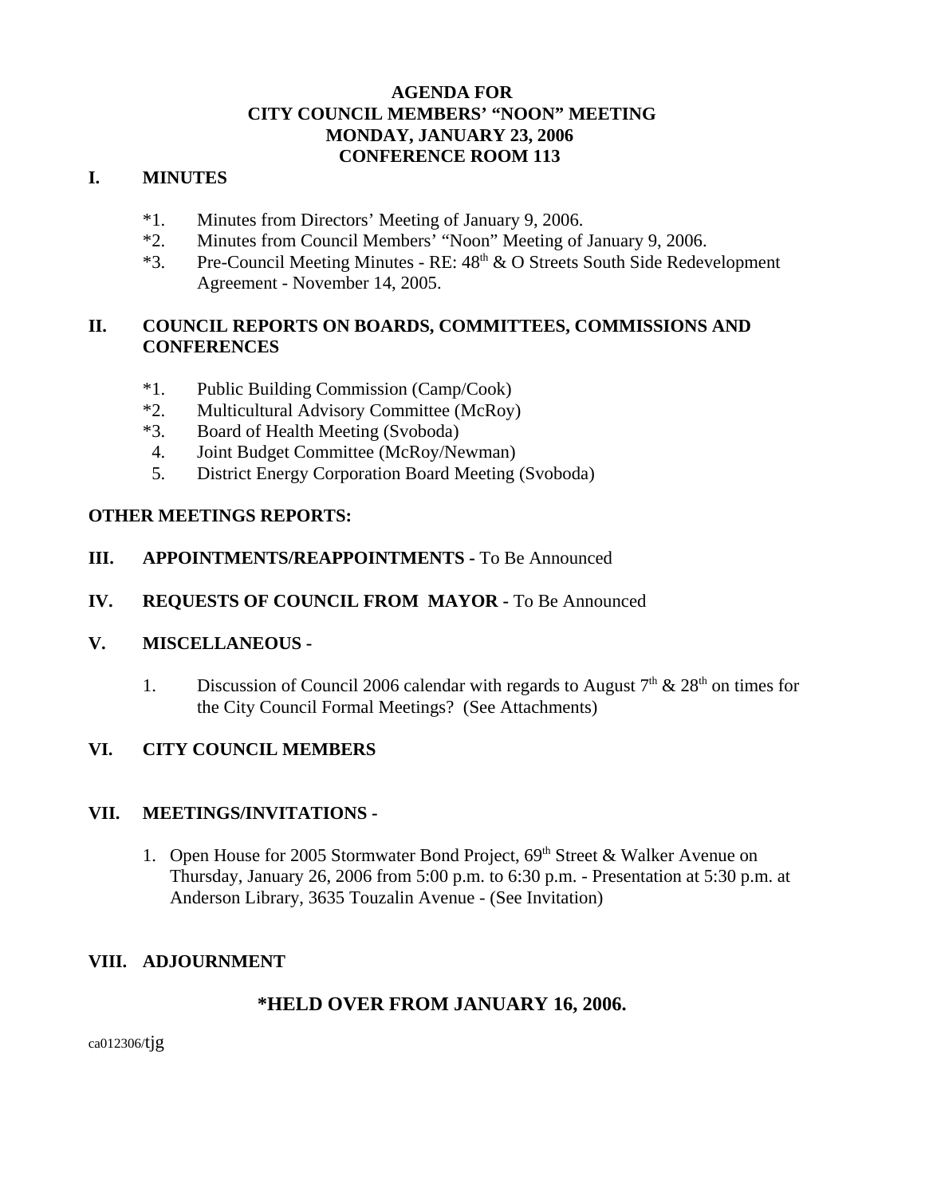# AGENDA FOR
# CITY COUNCIL MEMBERS' "NOON" MEETING
# MONDAY, JANUARY 23, 2006
# CONFERENCE ROOM 113

## I. MINUTES

*1. Minutes from Directors' Meeting of January 9, 2006.
*2. Minutes from Council Members' "Noon" Meeting of January 9, 2006.
*3. Pre-Council Meeting Minutes - RE: 48th & O Streets South Side Redevelopment Agreement - November 14, 2005.

## II. COUNCIL REPORTS ON BOARDS, COMMITTEES, COMMISSIONS AND CONFERENCES

*1. Public Building Commission (Camp/Cook)
*2. Multicultural Advisory Committee (McRoy)
*3. Board of Health Meeting (Svoboda)
4. Joint Budget Committee (McRoy/Newman)
5. District Energy Corporation Board Meeting (Svoboda)

## OTHER MEETINGS REPORTS:

## III. APPOINTMENTS/REAPPOINTMENTS - To Be Announced

## IV. REQUESTS OF COUNCIL FROM MAYOR - To Be Announced

## V. MISCELLANEOUS -

1. Discussion of Council 2006 calendar with regards to August 7th & 28th on times for the City Council Formal Meetings? (See Attachments)

## VI. CITY COUNCIL MEMBERS

## VII. MEETINGS/INVITATIONS -

1. Open House for 2005 Stormwater Bond Project, 69th Street & Walker Avenue on Thursday, January 26, 2006 from 5:00 p.m. to 6:30 p.m. - Presentation at 5:30 p.m. at Anderson Library, 3635 Touzalin Avenue - (See Invitation)

## VIII. ADJOURNMENT

**\*HELD OVER FROM JANUARY 16, 2006.**

ca012306/tjg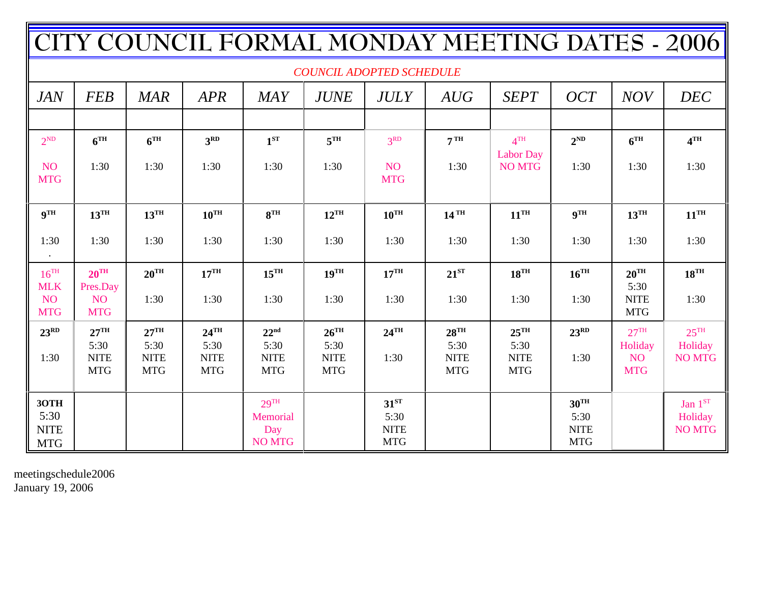# CITY COUNCIL FORMAL MONDAY MEETING DATES - 2006

*COUNCIL ADOPTED SCHEDULE*

| *JAN* | *FEB* | *MAR* | *APR* | *MAY* | *JUNE* | *JULY* | *AUG* | *SEPT* | *OCT* | *NOV* | *DEC* |
|---|---|---|---|---|---|---|---|---|---|---|---|
| | | | | | | | | | | | |
| 2ND NO MTG | **6TH** 1:30 | **6TH** 1:30 | **3RD** 1:30 | **1ST** 1:30 | **5TH** 1:30 | 3RD NO MTG | **7TH** 1:30 | 4TH Labor Day NO MTG | **2ND** 1:30 | **6TH** 1:30 | **4TH** 1:30 |
| **9TH** 1:30 . | **13TH** 1:30 | **13TH** 1:30 | **10TH** 1:30 | **8TH** 1:30 | **12TH** 1:30 | **10TH** 1:30 | **14TH** 1:30 | **11TH** 1:30 | **9TH** 1:30 | **13TH** 1:30 | **11TH** 1:30 |
| 16TH MLK NO MTG | **20TH** Pres.Day NO MTG | **20TH** 1:30 | **17TH** 1:30 | **15TH** 1:30 | **19TH** 1:30 | **17TH** 1:30 | **21ST** 1:30 | **18TH** 1:30 | **16TH** 1:30 | **20TH** 5:30 NITE MTG | **18TH** 1:30 |
| **23RD** 1:30 | **27TH** 5:30 NITE MTG | **27TH** 5:30 NITE MTG | **24TH** 5:30 NITE MTG | **22nd** 5:30 NITE MTG | **26TH** 5:30 NITE MTG | **24TH** 1:30 | **28TH** 5:30 NITE MTG | **25TH** 5:30 NITE MTG | **23RD** 1:30 | 27TH Holiday NO MTG | 25TH Holiday NO MTG |
| **3OTH** 5:30 NITE MTG | | | | 29TH Memorial Day NO MTG | | **31ST** 5:30 NITE MTG | | | **30TH** 5:30 NITE MTG | | Jan 1ST Holiday NO MTG |

meetingschedule2006
January 19, 2006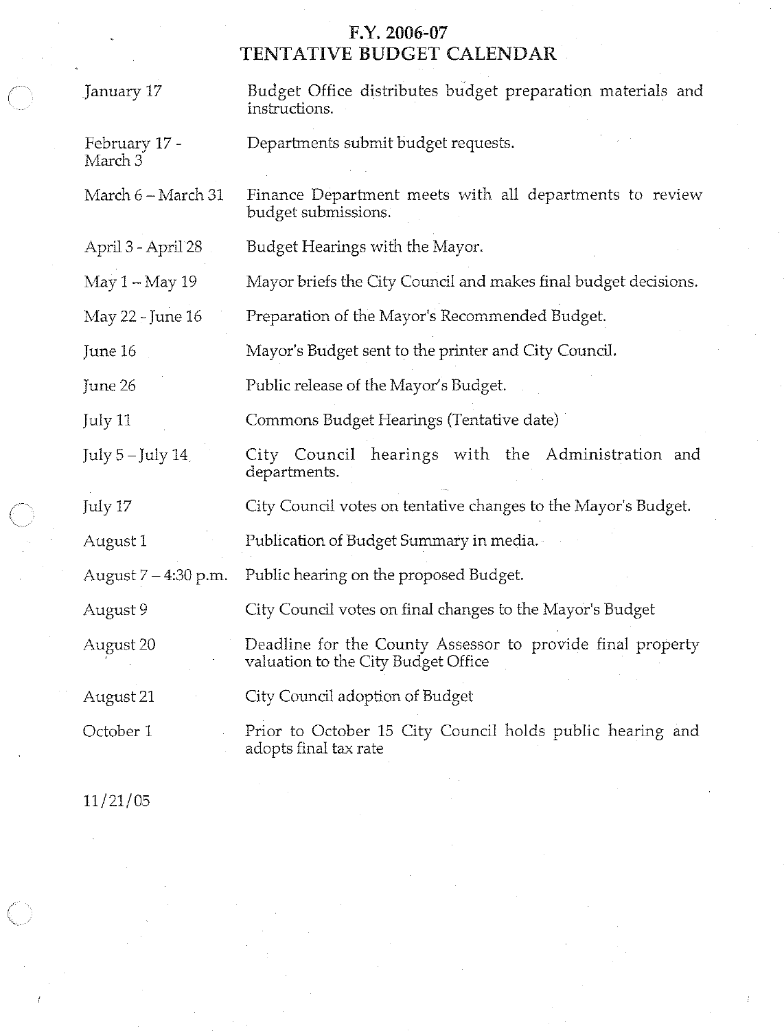# F.Y. 2006-07
# TENTATIVE BUDGET CALENDAR

| | |
|---|---|
| January 17 | Budget Office distributes budget preparation materials and instructions. |
| February 17 - March 3 | Departments submit budget requests. |
| March 6 – March 31 | Finance Department meets with all departments to review budget submissions. |
| April 3 - April 28 | Budget Hearings with the Mayor. |
| May 1 – May 19 | Mayor briefs the City Council and makes final budget decisions. |
| May 22 - June 16 | Preparation of the Mayor's Recommended Budget. |
| June 16 | Mayor's Budget sent to the printer and City Council. |
| June 26 | Public release of the Mayor's Budget. |
| July 11 | Commons Budget Hearings (Tentative date) |
| July 5 – July 14 | City Council hearings with the Administration and departments. |
| July 17 | City Council votes on tentative changes to the Mayor's Budget. |
| August 1 | Publication of Budget Summary in media. |
| August 7 – 4:30 p.m. | Public hearing on the proposed Budget. |
| August 9 | City Council votes on final changes to the Mayor's Budget |
| August 20 | Deadline for the County Assessor to provide final property valuation to the City Budget Office |
| August 21 | City Council adoption of Budget |
| October 1 | Prior to October 15 City Council holds public hearing and adopts final tax rate |

11/21/05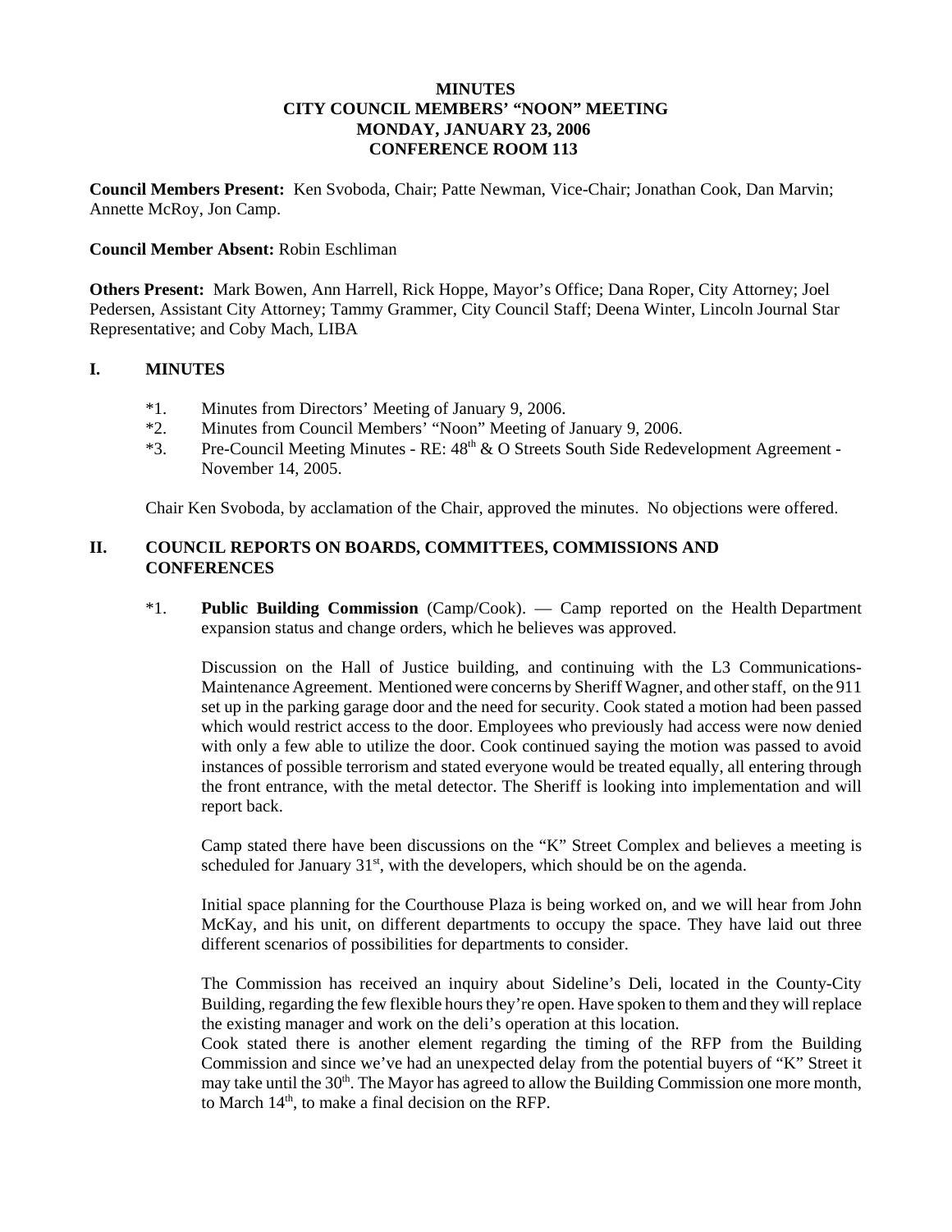**MINUTES**
**CITY COUNCIL MEMBERS' "NOON" MEETING**
**MONDAY, JANUARY 23, 2006**
**CONFERENCE ROOM 113**

**Council Members Present:** Ken Svoboda, Chair; Patte Newman, Vice-Chair; Jonathan Cook, Dan Marvin; Annette McRoy, Jon Camp.

**Council Member Absent:** Robin Eschliman

**Others Present:** Mark Bowen, Ann Harrell, Rick Hoppe, Mayor's Office; Dana Roper, City Attorney; Joel Pedersen, Assistant City Attorney; Tammy Grammer, City Council Staff; Deena Winter, Lincoln Journal Star Representative; and Coby Mach, LIBA

## I. MINUTES

*1. Minutes from Directors' Meeting of January 9, 2006.
*2. Minutes from Council Members' "Noon" Meeting of January 9, 2006.
*3. Pre-Council Meeting Minutes - RE: 48th & O Streets South Side Redevelopment Agreement - November 14, 2005.

Chair Ken Svoboda, by acclamation of the Chair, approved the minutes. No objections were offered.

## II. COUNCIL REPORTS ON BOARDS, COMMITTEES, COMMISSIONS AND CONFERENCES

*1. **Public Building Commission** (Camp/Cook). — Camp reported on the Health Department expansion status and change orders, which he believes was approved.

Discussion on the Hall of Justice building, and continuing with the L3 Communications-Maintenance Agreement. Mentioned were concerns by Sheriff Wagner, and other staff, on the 911 set up in the parking garage door and the need for security. Cook stated a motion had been passed which would restrict access to the door. Employees who previously had access were now denied with only a few able to utilize the door. Cook continued saying the motion was passed to avoid instances of possible terrorism and stated everyone would be treated equally, all entering through the front entrance, with the metal detector. The Sheriff is looking into implementation and will report back.

Camp stated there have been discussions on the "K" Street Complex and believes a meeting is scheduled for January 31st, with the developers, which should be on the agenda.

Initial space planning for the Courthouse Plaza is being worked on, and we will hear from John McKay, and his unit, on different departments to occupy the space. They have laid out three different scenarios of possibilities for departments to consider.

The Commission has received an inquiry about Sideline's Deli, located in the County-City Building, regarding the few flexible hours they're open. Have spoken to them and they will replace the existing manager and work on the deli's operation at this location.

Cook stated there is another element regarding the timing of the RFP from the Building Commission and since we've had an unexpected delay from the potential buyers of "K" Street it may take until the 30th. The Mayor has agreed to allow the Building Commission one more month, to March 14th, to make a final decision on the RFP.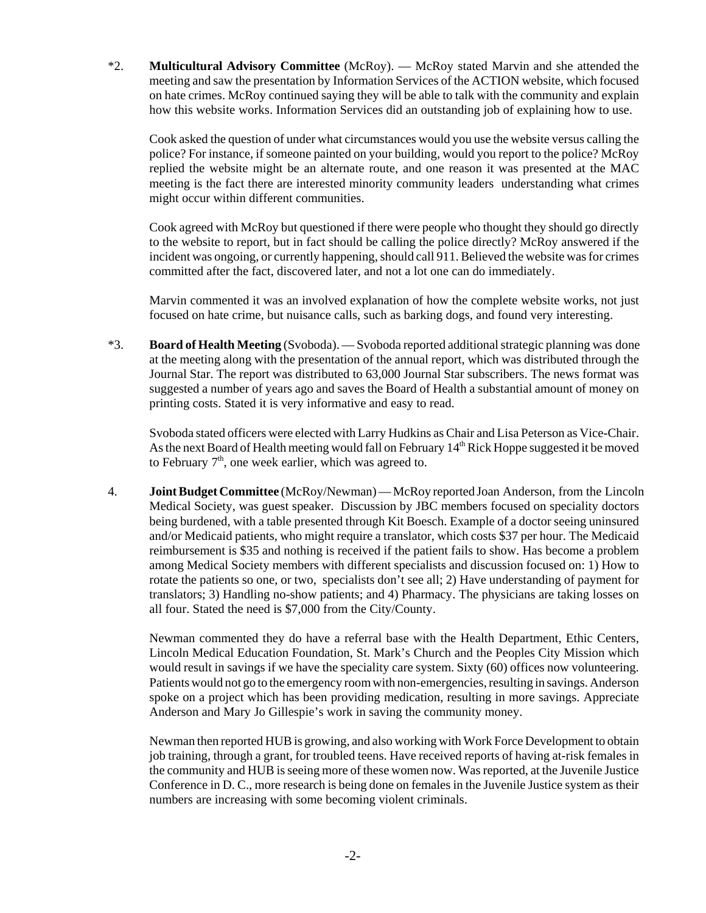*2. **Multicultural Advisory Committee** (McRoy). — McRoy stated Marvin and she attended the meeting and saw the presentation by Information Services of the ACTION website, which focused on hate crimes. McRoy continued saying they will be able to talk with the community and explain how this website works. Information Services did an outstanding job of explaining how to use.

Cook asked the question of under what circumstances would you use the website versus calling the police? For instance, if someone painted on your building, would you report to the police? McRoy replied the website might be an alternate route, and one reason it was presented at the MAC meeting is the fact there are interested minority community leaders understanding what crimes might occur within different communities.

Cook agreed with McRoy but questioned if there were people who thought they should go directly to the website to report, but in fact should be calling the police directly? McRoy answered if the incident was ongoing, or currently happening, should call 911. Believed the website was for crimes committed after the fact, discovered later, and not a lot one can do immediately.

Marvin commented it was an involved explanation of how the complete website works, not just focused on hate crime, but nuisance calls, such as barking dogs, and found very interesting.

*3. **Board of Health Meeting** (Svoboda). — Svoboda reported additional strategic planning was done at the meeting along with the presentation of the annual report, which was distributed through the Journal Star. The report was distributed to 63,000 Journal Star subscribers. The news format was suggested a number of years ago and saves the Board of Health a substantial amount of money on printing costs. Stated it is very informative and easy to read.

Svoboda stated officers were elected with Larry Hudkins as Chair and Lisa Peterson as Vice-Chair. As the next Board of Health meeting would fall on February 14th Rick Hoppe suggested it be moved to February 7th, one week earlier, which was agreed to.

4. **Joint Budget Committee** (McRoy/Newman) — McRoy reported Joan Anderson, from the Lincoln Medical Society, was guest speaker. Discussion by JBC members focused on speciality doctors being burdened, with a table presented through Kit Boesch. Example of a doctor seeing uninsured and/or Medicaid patients, who might require a translator, which costs $37 per hour. The Medicaid reimbursement is $35 and nothing is received if the patient fails to show. Has become a problem among Medical Society members with different specialists and discussion focused on: 1) How to rotate the patients so one, or two, specialists don't see all; 2) Have understanding of payment for translators; 3) Handling no-show patients; and 4) Pharmacy. The physicians are taking losses on all four. Stated the need is $7,000 from the City/County.

Newman commented they do have a referral base with the Health Department, Ethic Centers, Lincoln Medical Education Foundation, St. Mark's Church and the Peoples City Mission which would result in savings if we have the speciality care system. Sixty (60) offices now volunteering. Patients would not go to the emergency room with non-emergencies, resulting in savings. Anderson spoke on a project which has been providing medication, resulting in more savings. Appreciate Anderson and Mary Jo Gillespie's work in saving the community money.

Newman then reported HUB is growing, and also working with Work Force Development to obtain job training, through a grant, for troubled teens. Have received reports of having at-risk females in the community and HUB is seeing more of these women now. Was reported, at the Juvenile Justice Conference in D. C., more research is being done on females in the Juvenile Justice system as their numbers are increasing with some becoming violent criminals.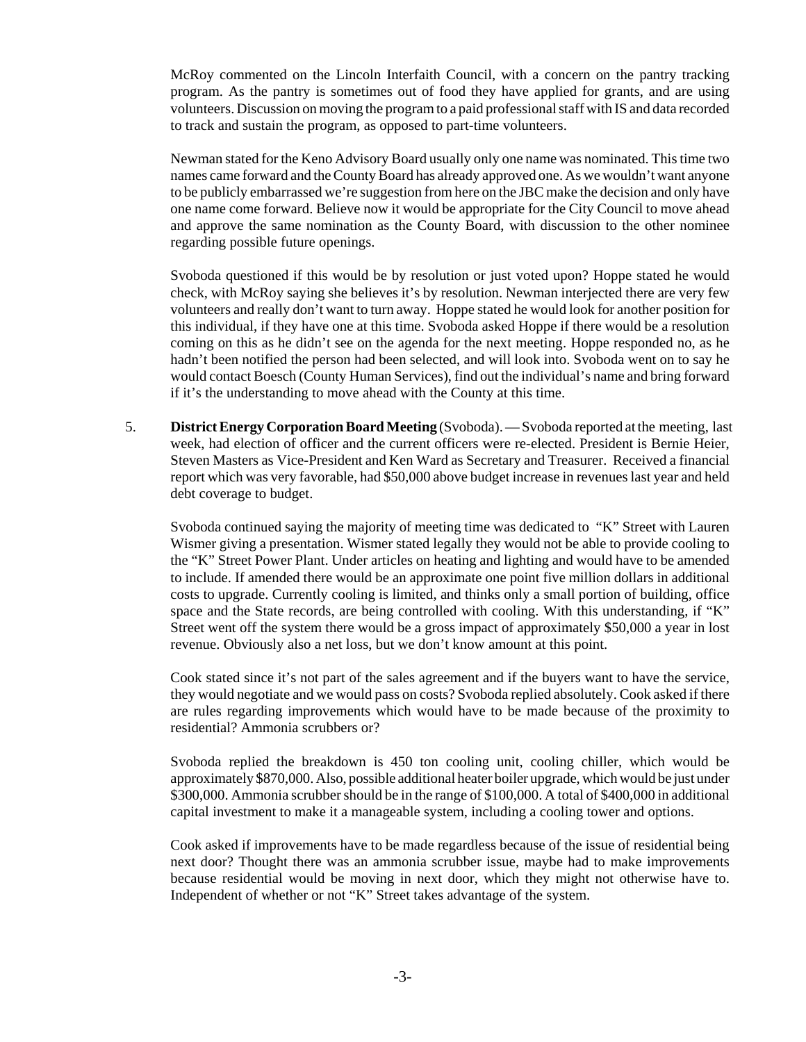McRoy commented on the Lincoln Interfaith Council, with a concern on the pantry tracking program. As the pantry is sometimes out of food they have applied for grants, and are using volunteers. Discussion on moving the program to a paid professional staff with IS and data recorded to track and sustain the program, as opposed to part-time volunteers.

Newman stated for the Keno Advisory Board usually only one name was nominated. This time two names came forward and the County Board has already approved one. As we wouldn't want anyone to be publicly embarrassed we're suggestion from here on the JBC make the decision and only have one name come forward. Believe now it would be appropriate for the City Council to move ahead and approve the same nomination as the County Board, with discussion to the other nominee regarding possible future openings.

Svoboda questioned if this would be by resolution or just voted upon? Hoppe stated he would check, with McRoy saying she believes it's by resolution. Newman interjected there are very few volunteers and really don't want to turn away. Hoppe stated he would look for another position for this individual, if they have one at this time. Svoboda asked Hoppe if there would be a resolution coming on this as he didn't see on the agenda for the next meeting. Hoppe responded no, as he hadn't been notified the person had been selected, and will look into. Svoboda went on to say he would contact Boesch (County Human Services), find out the individual's name and bring forward if it's the understanding to move ahead with the County at this time.

5. **District Energy Corporation Board Meeting** (Svoboda). — Svoboda reported at the meeting, last week, had election of officer and the current officers were re-elected. President is Bernie Heier, Steven Masters as Vice-President and Ken Ward as Secretary and Treasurer. Received a financial report which was very favorable, had $50,000 above budget increase in revenues last year and held debt coverage to budget.

   Svoboda continued saying the majority of meeting time was dedicated to "K" Street with Lauren Wismer giving a presentation. Wismer stated legally they would not be able to provide cooling to the "K" Street Power Plant. Under articles on heating and lighting and would have to be amended to include. If amended there would be an approximate one point five million dollars in additional costs to upgrade. Currently cooling is limited, and thinks only a small portion of building, office space and the State records, are being controlled with cooling. With this understanding, if "K" Street went off the system there would be a gross impact of approximately $50,000 a year in lost revenue. Obviously also a net loss, but we don't know amount at this point.

   Cook stated since it's not part of the sales agreement and if the buyers want to have the service, they would negotiate and we would pass on costs? Svoboda replied absolutely. Cook asked if there are rules regarding improvements which would have to be made because of the proximity to residential? Ammonia scrubbers or?

   Svoboda replied the breakdown is 450 ton cooling unit, cooling chiller, which would be approximately $870,000. Also, possible additional heater boiler upgrade, which would be just under $300,000. Ammonia scrubber should be in the range of $100,000. A total of $400,000 in additional capital investment to make it a manageable system, including a cooling tower and options.

   Cook asked if improvements have to be made regardless because of the issue of residential being next door? Thought there was an ammonia scrubber issue, maybe had to make improvements because residential would be moving in next door, which they might not otherwise have to. Independent of whether or not "K" Street takes advantage of the system.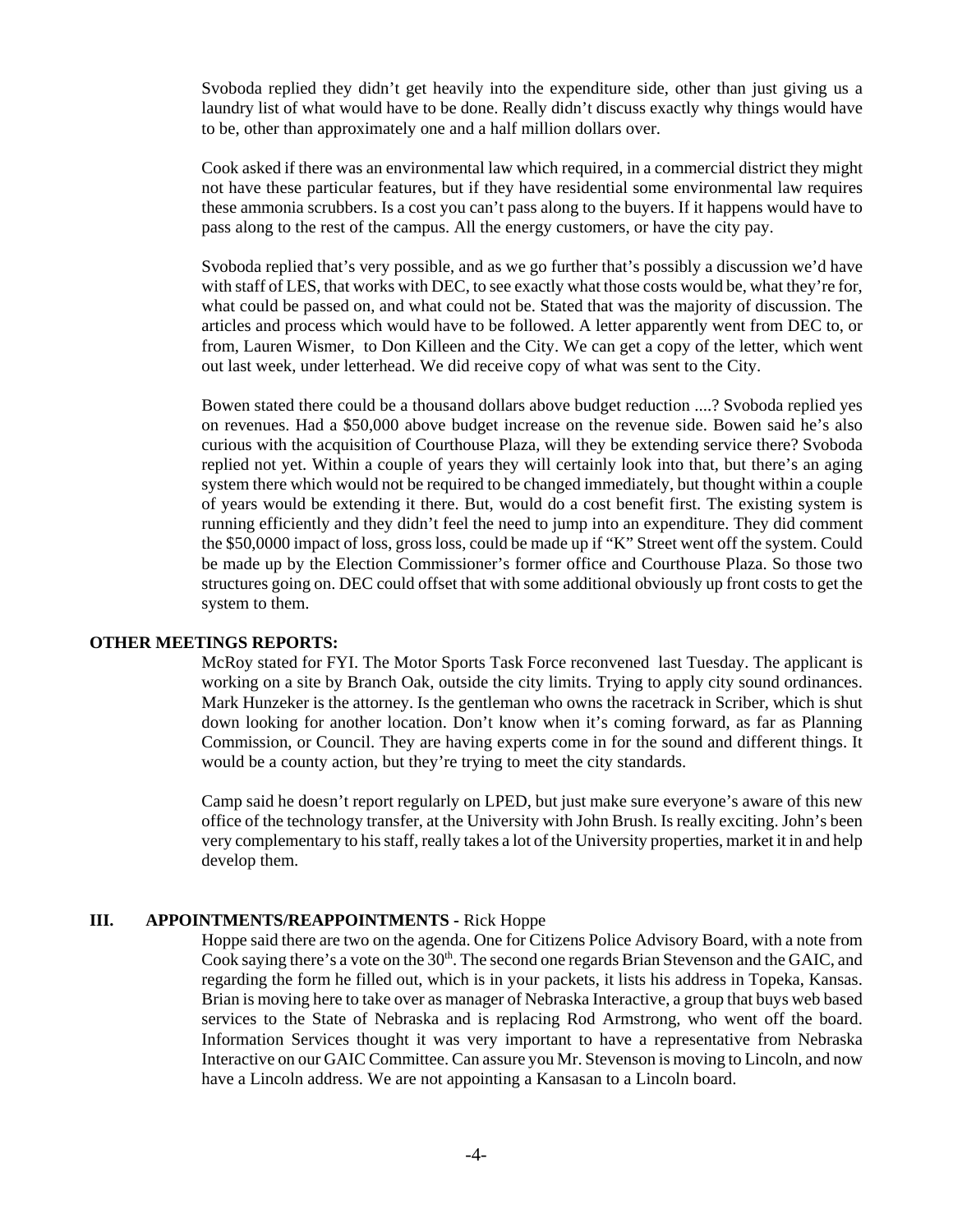Svoboda replied they didn't get heavily into the expenditure side, other than just giving us a laundry list of what would have to be done. Really didn't discuss exactly why things would have to be, other than approximately one and a half million dollars over.

Cook asked if there was an environmental law which required, in a commercial district they might not have these particular features, but if they have residential some environmental law requires these ammonia scrubbers. Is a cost you can't pass along to the buyers. If it happens would have to pass along to the rest of the campus. All the energy customers, or have the city pay.

Svoboda replied that's very possible, and as we go further that's possibly a discussion we'd have with staff of LES, that works with DEC, to see exactly what those costs would be, what they're for, what could be passed on, and what could not be. Stated that was the majority of discussion. The articles and process which would have to be followed. A letter apparently went from DEC to, or from, Lauren Wismer, to Don Killeen and the City. We can get a copy of the letter, which went out last week, under letterhead. We did receive copy of what was sent to the City.

Bowen stated there could be a thousand dollars above budget reduction ....? Svoboda replied yes on revenues. Had a $50,000 above budget increase on the revenue side. Bowen said he's also curious with the acquisition of Courthouse Plaza, will they be extending service there? Svoboda replied not yet. Within a couple of years they will certainly look into that, but there's an aging system there which would not be required to be changed immediately, but thought within a couple of years would be extending it there. But, would do a cost benefit first. The existing system is running efficiently and they didn't feel the need to jump into an expenditure. They did comment the $50,0000 impact of loss, gross loss, could be made up if "K" Street went off the system. Could be made up by the Election Commissioner's former office and Courthouse Plaza. So those two structures going on. DEC could offset that with some additional obviously up front costs to get the system to them.

**OTHER MEETINGS REPORTS:**

McRoy stated for FYI. The Motor Sports Task Force reconvened last Tuesday. The applicant is working on a site by Branch Oak, outside the city limits. Trying to apply city sound ordinances. Mark Hunzeker is the attorney. Is the gentleman who owns the racetrack in Scriber, which is shut down looking for another location. Don't know when it's coming forward, as far as Planning Commission, or Council. They are having experts come in for the sound and different things. It would be a county action, but they're trying to meet the city standards.

Camp said he doesn't report regularly on LPED, but just make sure everyone's aware of this new office of the technology transfer, at the University with John Brush. Is really exciting. John's been very complementary to his staff, really takes a lot of the University properties, market it in and help develop them.

**III. APPOINTMENTS/REAPPOINTMENTS -** Rick Hoppe

Hoppe said there are two on the agenda. One for Citizens Police Advisory Board, with a note from Cook saying there's a vote on the 30th. The second one regards Brian Stevenson and the GAIC, and regarding the form he filled out, which is in your packets, it lists his address in Topeka, Kansas. Brian is moving here to take over as manager of Nebraska Interactive, a group that buys web based services to the State of Nebraska and is replacing Rod Armstrong, who went off the board. Information Services thought it was very important to have a representative from Nebraska Interactive on our GAIC Committee. Can assure you Mr. Stevenson is moving to Lincoln, and now have a Lincoln address. We are not appointing a Kansasan to a Lincoln board.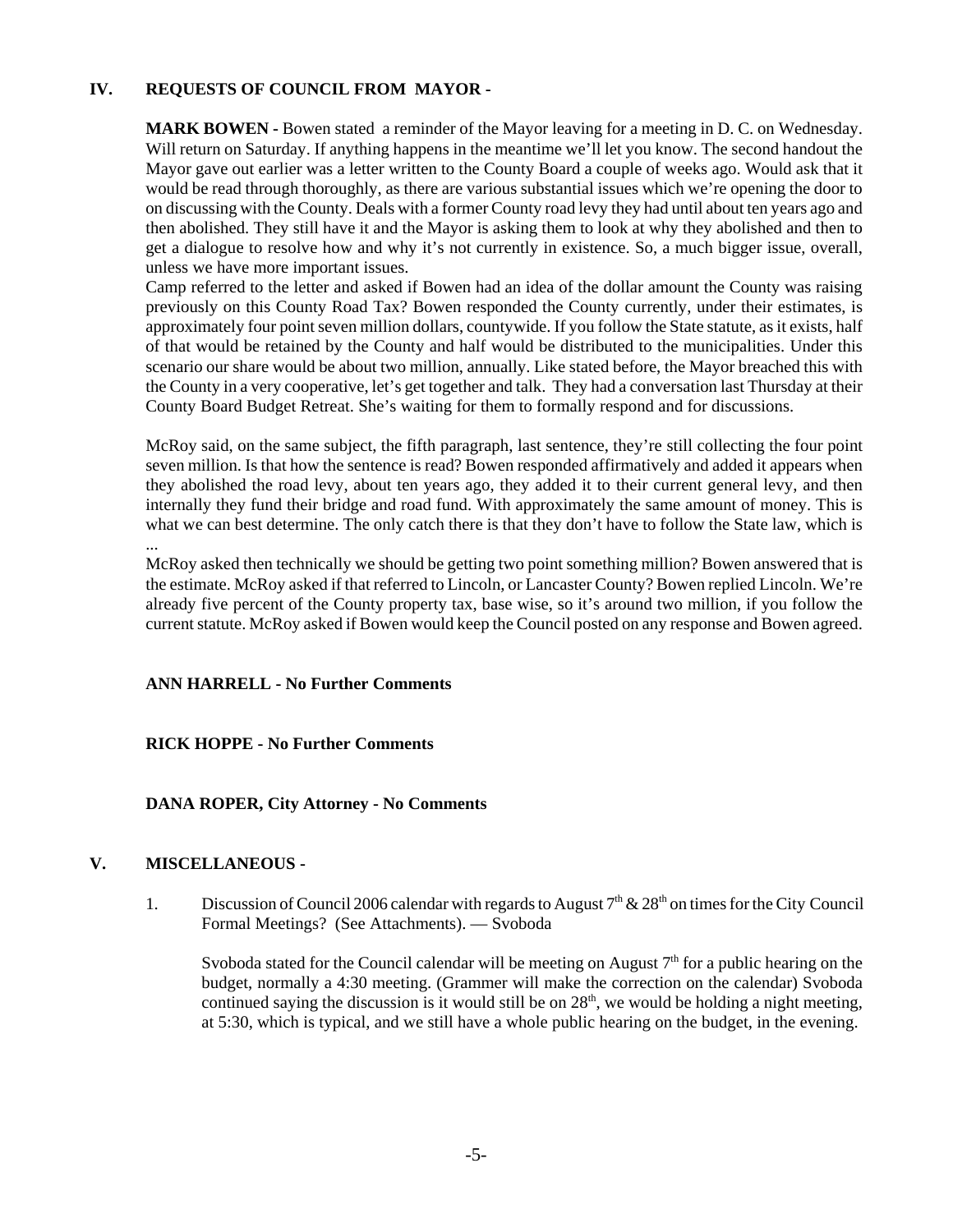## IV. REQUESTS OF COUNCIL FROM MAYOR -

**MARK BOWEN -** Bowen stated a reminder of the Mayor leaving for a meeting in D. C. on Wednesday. Will return on Saturday. If anything happens in the meantime we'll let you know. The second handout the Mayor gave out earlier was a letter written to the County Board a couple of weeks ago. Would ask that it would be read through thoroughly, as there are various substantial issues which we're opening the door to on discussing with the County. Deals with a former County road levy they had until about ten years ago and then abolished. They still have it and the Mayor is asking them to look at why they abolished and then to get a dialogue to resolve how and why it's not currently in existence. So, a much bigger issue, overall, unless we have more important issues.

Camp referred to the letter and asked if Bowen had an idea of the dollar amount the County was raising previously on this County Road Tax? Bowen responded the County currently, under their estimates, is approximately four point seven million dollars, countywide. If you follow the State statute, as it exists, half of that would be retained by the County and half would be distributed to the municipalities. Under this scenario our share would be about two million, annually. Like stated before, the Mayor breached this with the County in a very cooperative, let's get together and talk. They had a conversation last Thursday at their County Board Budget Retreat. She's waiting for them to formally respond and for discussions.

McRoy said, on the same subject, the fifth paragraph, last sentence, they're still collecting the four point seven million. Is that how the sentence is read? Bowen responded affirmatively and added it appears when they abolished the road levy, about ten years ago, they added it to their current general levy, and then internally they fund their bridge and road fund. With approximately the same amount of money. This is what we can best determine. The only catch there is that they don't have to follow the State law, which is ...

McRoy asked then technically we should be getting two point something million? Bowen answered that is the estimate. McRoy asked if that referred to Lincoln, or Lancaster County? Bowen replied Lincoln. We're already five percent of the County property tax, base wise, so it's around two million, if you follow the current statute. McRoy asked if Bowen would keep the Council posted on any response and Bowen agreed.

**ANN HARRELL - No Further Comments**

**RICK HOPPE - No Further Comments**

**DANA ROPER, City Attorney - No Comments**

## V. MISCELLANEOUS -

1. Discussion of Council 2006 calendar with regards to August 7th & 28th on times for the City Council Formal Meetings? (See Attachments). — Svoboda

   Svoboda stated for the Council calendar will be meeting on August 7th for a public hearing on the budget, normally a 4:30 meeting. (Grammer will make the correction on the calendar) Svoboda continued saying the discussion is it would still be on 28th, we would be holding a night meeting, at 5:30, which is typical, and we still have a whole public hearing on the budget, in the evening.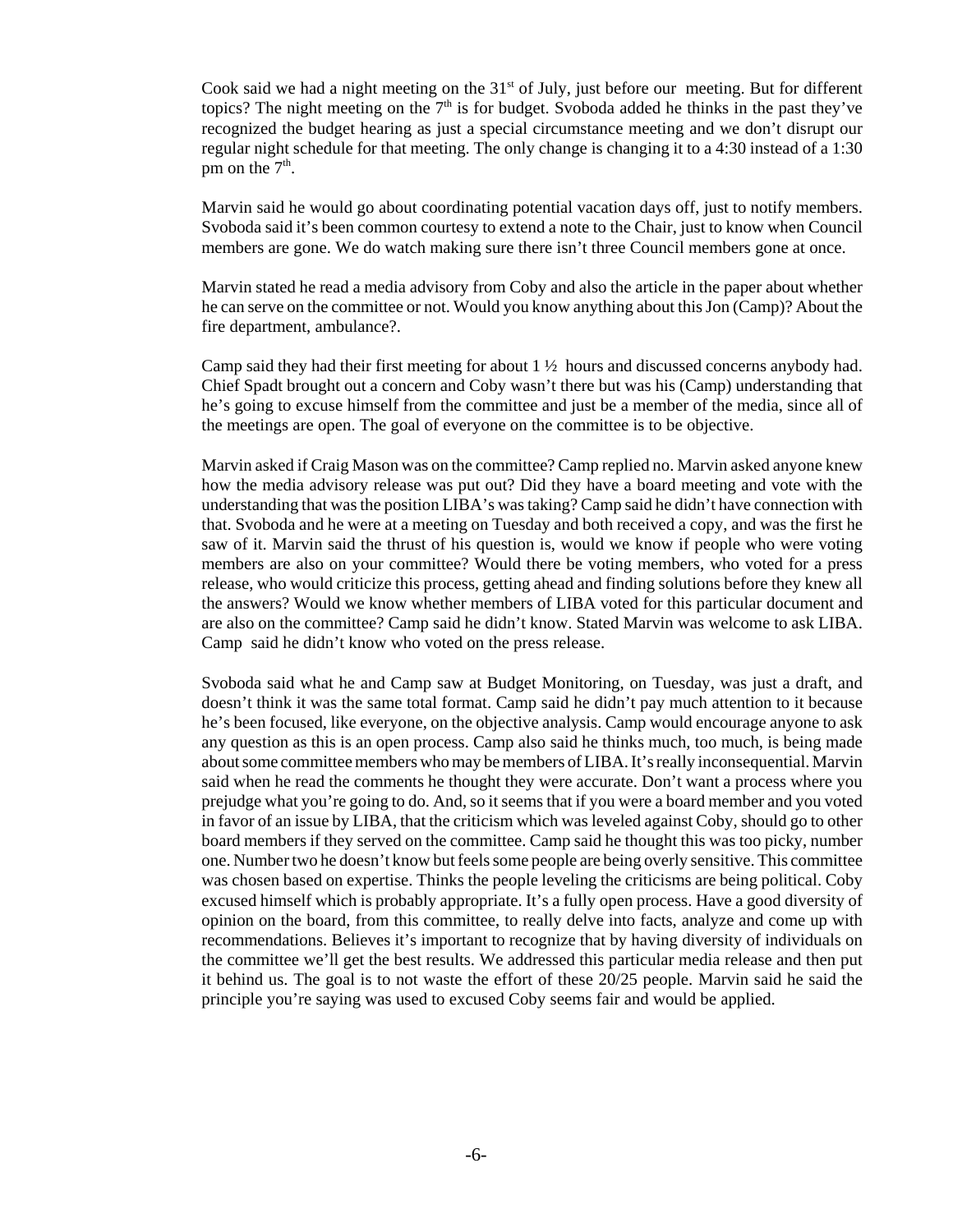Cook said we had a night meeting on the 31st of July, just before our meeting. But for different topics? The night meeting on the 7th is for budget. Svoboda added he thinks in the past they've recognized the budget hearing as just a special circumstance meeting and we don't disrupt our regular night schedule for that meeting. The only change is changing it to a 4:30 instead of a 1:30 pm on the 7th.

Marvin said he would go about coordinating potential vacation days off, just to notify members. Svoboda said it's been common courtesy to extend a note to the Chair, just to know when Council members are gone. We do watch making sure there isn't three Council members gone at once.

Marvin stated he read a media advisory from Coby and also the article in the paper about whether he can serve on the committee or not. Would you know anything about this Jon (Camp)? About the fire department, ambulance?.

Camp said they had their first meeting for about 1 ½ hours and discussed concerns anybody had. Chief Spadt brought out a concern and Coby wasn't there but was his (Camp) understanding that he's going to excuse himself from the committee and just be a member of the media, since all of the meetings are open. The goal of everyone on the committee is to be objective.

Marvin asked if Craig Mason was on the committee? Camp replied no. Marvin asked anyone knew how the media advisory release was put out? Did they have a board meeting and vote with the understanding that was the position LIBA's was taking? Camp said he didn't have connection with that. Svoboda and he were at a meeting on Tuesday and both received a copy, and was the first he saw of it. Marvin said the thrust of his question is, would we know if people who were voting members are also on your committee? Would there be voting members, who voted for a press release, who would criticize this process, getting ahead and finding solutions before they knew all the answers? Would we know whether members of LIBA voted for this particular document and are also on the committee? Camp said he didn't know. Stated Marvin was welcome to ask LIBA. Camp said he didn't know who voted on the press release.

Svoboda said what he and Camp saw at Budget Monitoring, on Tuesday, was just a draft, and doesn't think it was the same total format. Camp said he didn't pay much attention to it because he's been focused, like everyone, on the objective analysis. Camp would encourage anyone to ask any question as this is an open process. Camp also said he thinks much, too much, is being made about some committee members who may be members of LIBA. It's really inconsequential. Marvin said when he read the comments he thought they were accurate. Don't want a process where you prejudge what you're going to do. And, so it seems that if you were a board member and you voted in favor of an issue by LIBA, that the criticism which was leveled against Coby, should go to other board members if they served on the committee. Camp said he thought this was too picky, number one. Number two he doesn't know but feels some people are being overly sensitive. This committee was chosen based on expertise. Thinks the people leveling the criticisms are being political. Coby excused himself which is probably appropriate. It's a fully open process. Have a good diversity of opinion on the board, from this committee, to really delve into facts, analyze and come up with recommendations. Believes it's important to recognize that by having diversity of individuals on the committee we'll get the best results. We addressed this particular media release and then put it behind us. The goal is to not waste the effort of these 20/25 people. Marvin said he said the principle you're saying was used to excused Coby seems fair and would be applied.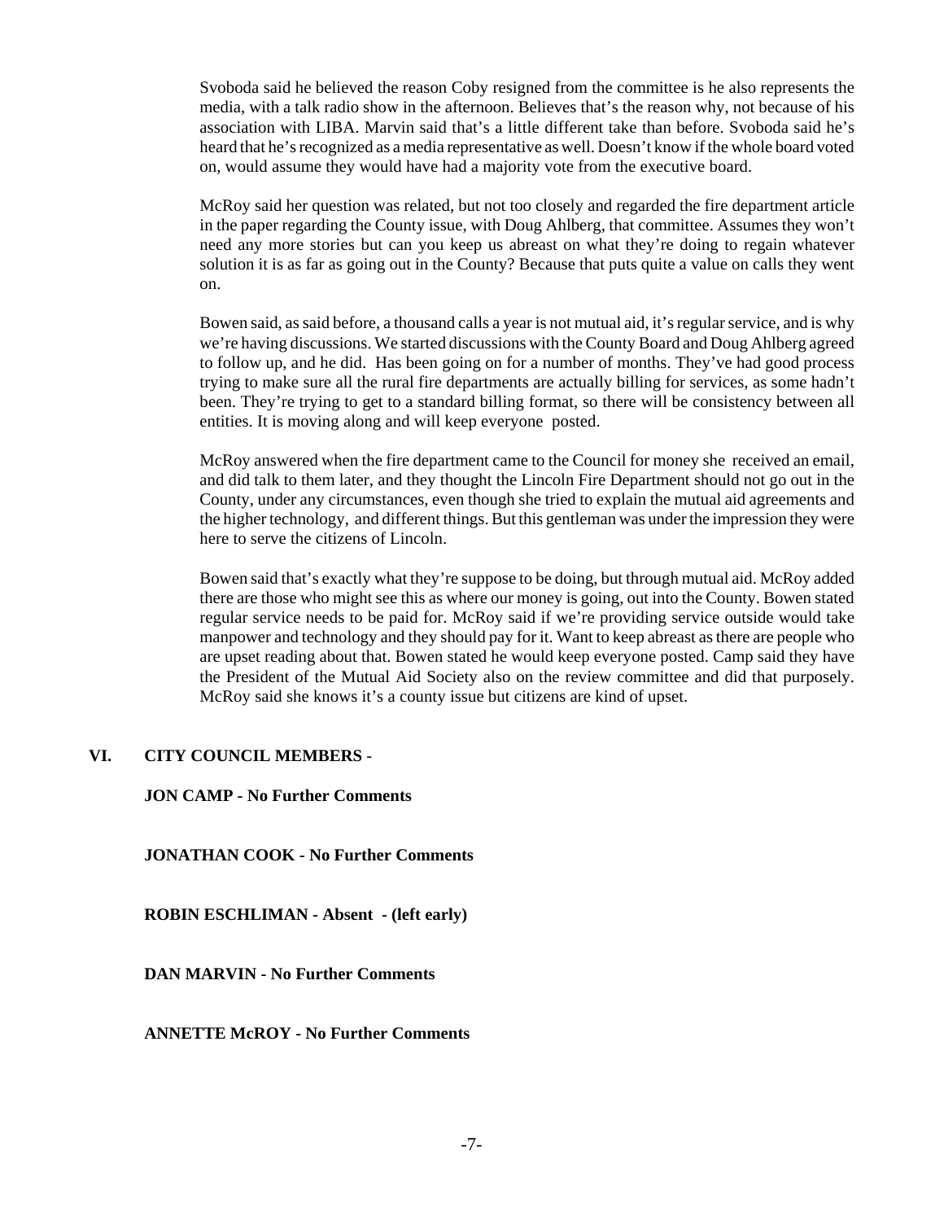Svoboda said he believed the reason Coby resigned from the committee is he also represents the media, with a talk radio show in the afternoon. Believes that's the reason why, not because of his association with LIBA. Marvin said that's a little different take than before. Svoboda said he's heard that he's recognized as a media representative as well. Doesn't know if the whole board voted on, would assume they would have had a majority vote from the executive board.

McRoy said her question was related, but not too closely and regarded the fire department article in the paper regarding the County issue, with Doug Ahlberg, that committee. Assumes they won't need any more stories but can you keep us abreast on what they're doing to regain whatever solution it is as far as going out in the County? Because that puts quite a value on calls they went on.

Bowen said, as said before, a thousand calls a year is not mutual aid, it's regular service, and is why we're having discussions. We started discussions with the County Board and Doug Ahlberg agreed to follow up, and he did. Has been going on for a number of months. They've had good process trying to make sure all the rural fire departments are actually billing for services, as some hadn't been. They're trying to get to a standard billing format, so there will be consistency between all entities. It is moving along and will keep everyone posted.

McRoy answered when the fire department came to the Council for money she received an email, and did talk to them later, and they thought the Lincoln Fire Department should not go out in the County, under any circumstances, even though she tried to explain the mutual aid agreements and the higher technology, and different things. But this gentleman was under the impression they were here to serve the citizens of Lincoln.

Bowen said that's exactly what they're suppose to be doing, but through mutual aid. McRoy added there are those who might see this as where our money is going, out into the County. Bowen stated regular service needs to be paid for. McRoy said if we're providing service outside would take manpower and technology and they should pay for it. Want to keep abreast as there are people who are upset reading about that. Bowen stated he would keep everyone posted. Camp said they have the President of the Mutual Aid Society also on the review committee and did that purposely. McRoy said she knows it's a county issue but citizens are kind of upset.

## VI. CITY COUNCIL MEMBERS -

**JON CAMP - No Further Comments**

**JONATHAN COOK - No Further Comments**

**ROBIN ESCHLIMAN - Absent - (left early)**

**DAN MARVIN - No Further Comments**

**ANNETTE McROY - No Further Comments**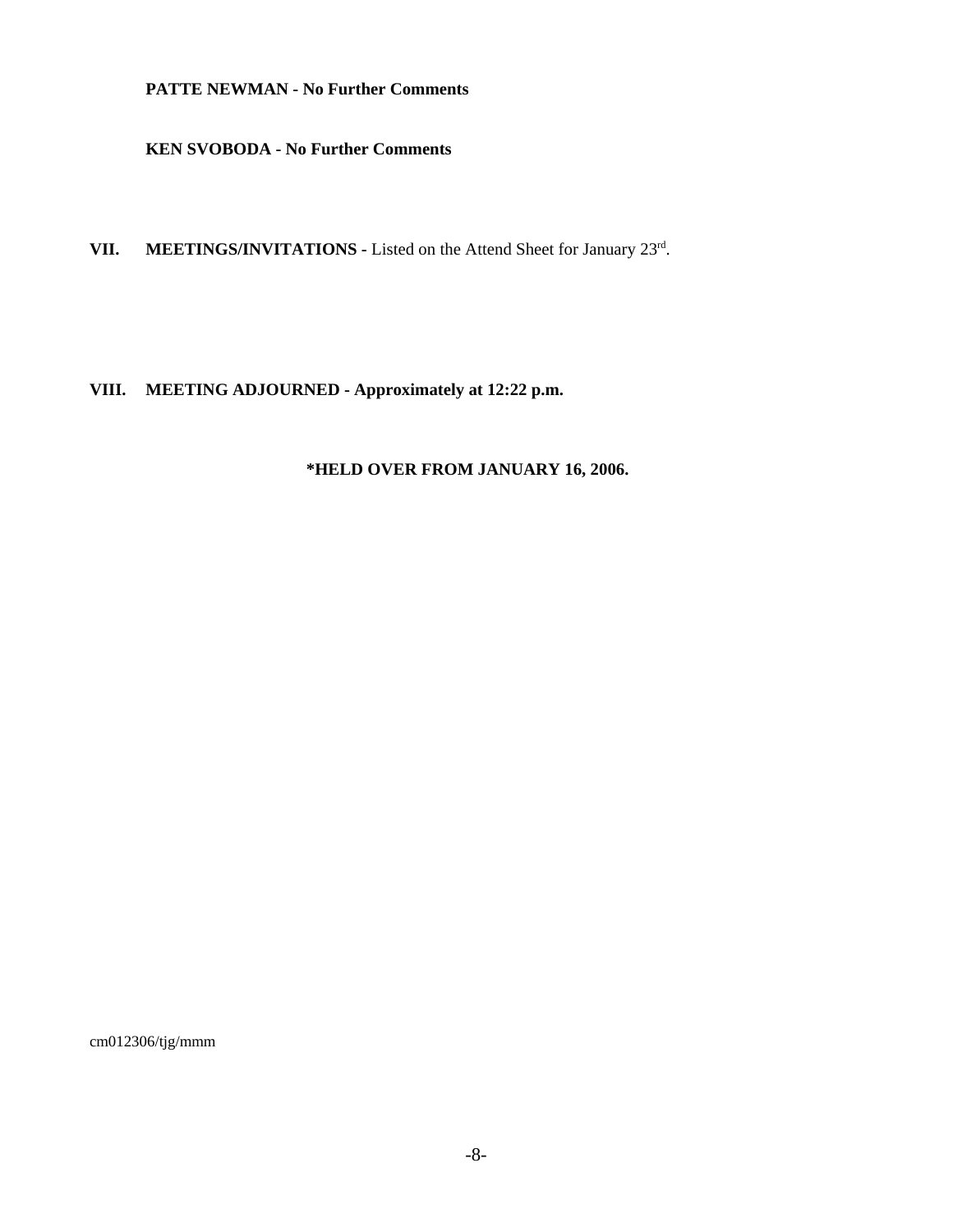**PATTE NEWMAN - No Further Comments**

**KEN SVOBODA - No Further Comments**

**VII. MEETINGS/INVITATIONS -** Listed on the Attend Sheet for January 23rd.

**VIII. MEETING ADJOURNED - Approximately at 12:22 p.m.**

**\*HELD OVER FROM JANUARY 16, 2006.**

cm012306/tjg/mmm